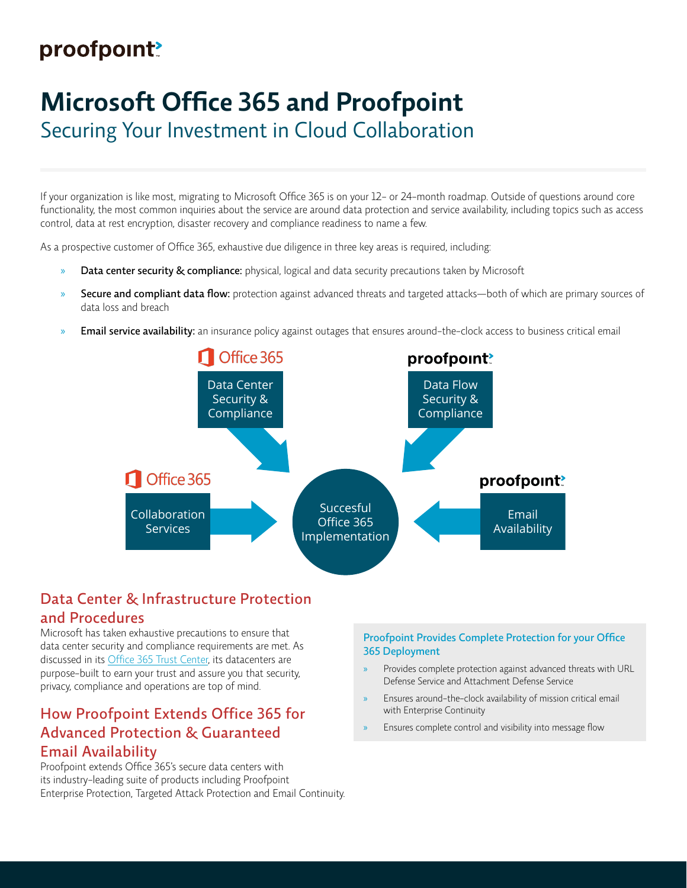proofpoint

# Microsoft Office 365 and Proofpoint

## Securing Your Investment in Cloud Collaboration

If your organization is like most, migrating to Microsoft Office 365 is on your 12- or 24-month roadmap. Outside of questions around core functionality, the most common inquiries about the service are around data protection and service availability, including topics such as access control, data at rest encryption, disaster recovery and compliance readiness to name a few.

As a prospective customer of Office 365, exhaustive due diligence in three key areas is required, including:

- **Data center security & compliance:** physical, logical and data security precautions taken by Microsoft
- **Secure and compliant data flow:** protection against advanced threats and targeted attacks—both of which are primary sources of data loss and breach
- **Email service availability:** an insurance policy against outages that ensures around-the-clock access to business critical email

Office 365 — Data Center Security & Compliance

proofpoint — Data Flow Security & Compliance

Office 365 — Collaboration Services

proofpoint — Email Availability

Succesful Office 365 Implementation

## Data Center & Infrastructure Protection and Procedures

Microsoft has taken exhaustive precautions to ensure that data center security and compliance requirements are met. As discussed in its Office 365 Trust Center, its datacenters are purpose-built to earn your trust and assure you that security, privacy, compliance and operations are top of mind.

## How Proofpoint Extends Office 365 for Advanced Protection & Guaranteed Email Availability

Proofpoint extends Office 365's secure data centers with its industry-leading suite of products including Proofpoint Enterprise Protection, Targeted Attack Protection and Email Continuity.

### Proofpoint Provides Complete Protection for your Office 365 Deployment

- Provides complete protection against advanced threats with URL Defense Service and Attachment Defense Service
- Ensures around-the-clock availability of mission critical email with Enterprise Continuity
- Ensures complete control and visibility into message flow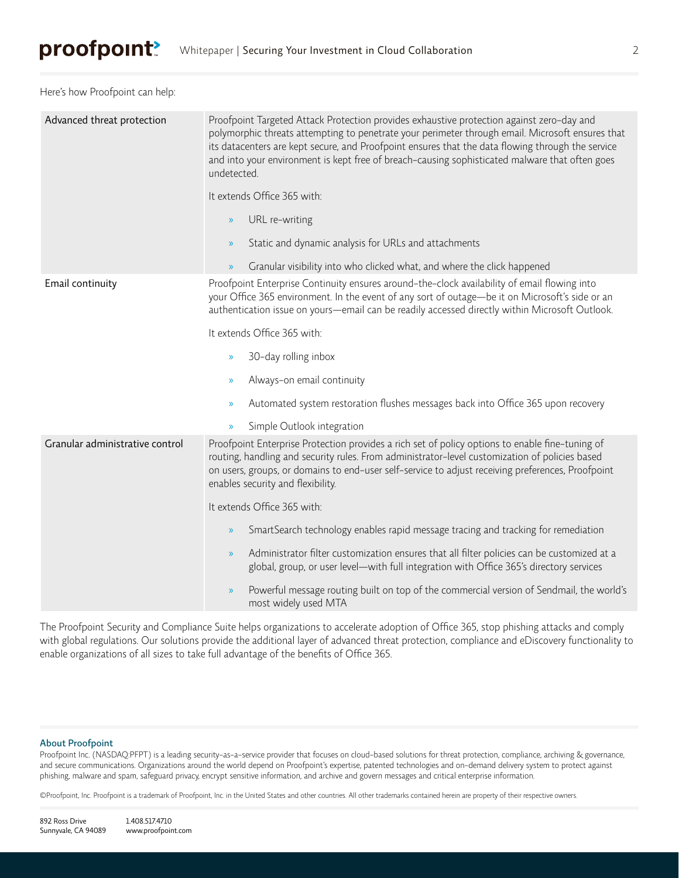Here's how Proofpoint can help:

| | |
|---|---|
| Advanced threat protection | Proofpoint Targeted Attack Protection provides exhaustive protection against zero-day and polymorphic threats attempting to penetrate your perimeter through email. Microsoft ensures that its datacenters are kept secure, and Proofpoint ensures that the data flowing through the service and into your environment is kept free of breach-causing sophisticated malware that often goes undetected.<br><br>It extends Office 365 with:<br><br>» URL re-writing<br>» Static and dynamic analysis for URLs and attachments<br>» Granular visibility into who clicked what, and where the click happened |
| Email continuity | Proofpoint Enterprise Continuity ensures around-the-clock availability of email flowing into your Office 365 environment. In the event of any sort of outage—be it on Microsoft's side or an authentication issue on yours—email can be readily accessed directly within Microsoft Outlook.<br><br>It extends Office 365 with:<br><br>» 30-day rolling inbox<br>» Always-on email continuity<br>» Automated system restoration flushes messages back into Office 365 upon recovery<br>» Simple Outlook integration |
| Granular administrative control | Proofpoint Enterprise Protection provides a rich set of policy options to enable fine-tuning of routing, handling and security rules. From administrator-level customization of policies based on users, groups, or domains to end-user self-service to adjust receiving preferences, Proofpoint enables security and flexibility.<br><br>It extends Office 365 with:<br><br>» SmartSearch technology enables rapid message tracing and tracking for remediation<br>» Administrator filter customization ensures that all filter policies can be customized at a global, group, or user level—with full integration with Office 365's directory services<br>» Powerful message routing built on top of the commercial version of Sendmail, the world's most widely used MTA |

The Proofpoint Security and Compliance Suite helps organizations to accelerate adoption of Office 365, stop phishing attacks and comply with global regulations. Our solutions provide the additional layer of advanced threat protection, compliance and eDiscovery functionality to enable organizations of all sizes to take full advantage of the benefits of Office 365.

### About Proofpoint

Proofpoint Inc. (NASDAQ:PFPT) is a leading security-as-a-service provider that focuses on cloud-based solutions for threat protection, compliance, archiving & governance, and secure communications. Organizations around the world depend on Proofpoint's expertise, patented technologies and on-demand delivery system to protect against phishing, malware and spam, safeguard privacy, encrypt sensitive information, and archive and govern messages and critical enterprise information.

©Proofpoint, Inc. Proofpoint is a trademark of Proofpoint, Inc. in the United States and other countries. All other trademarks contained herein are property of their respective owners.

892 Ross Drive
Sunnyvale, CA 94089

1.408.517.4710
www.proofpoint.com